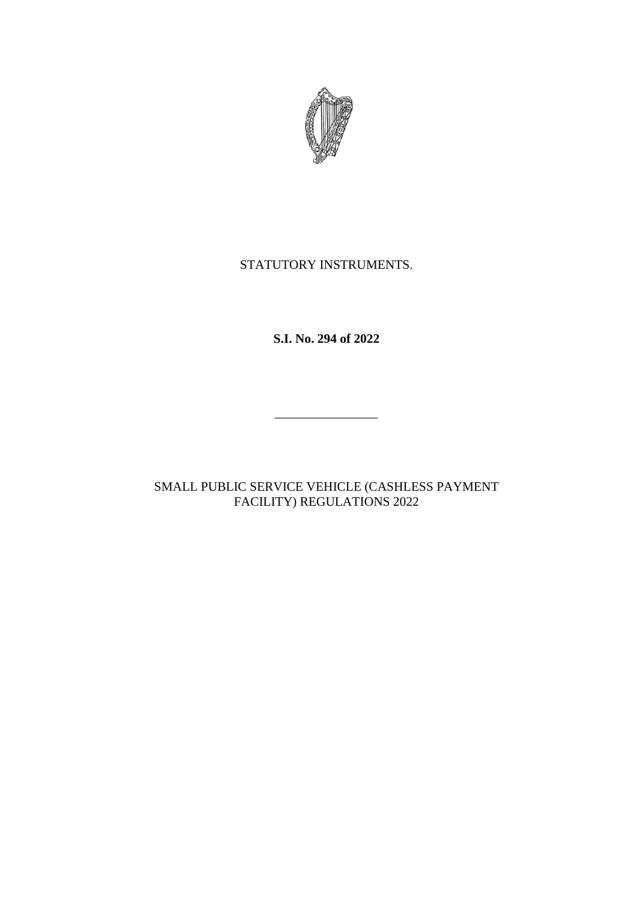STATUTORY INSTRUMENTS.

**S.I. No. 294 of 2022**

---

SMALL PUBLIC SERVICE VEHICLE (CASHLESS PAYMENT FACILITY) REGULATIONS 2022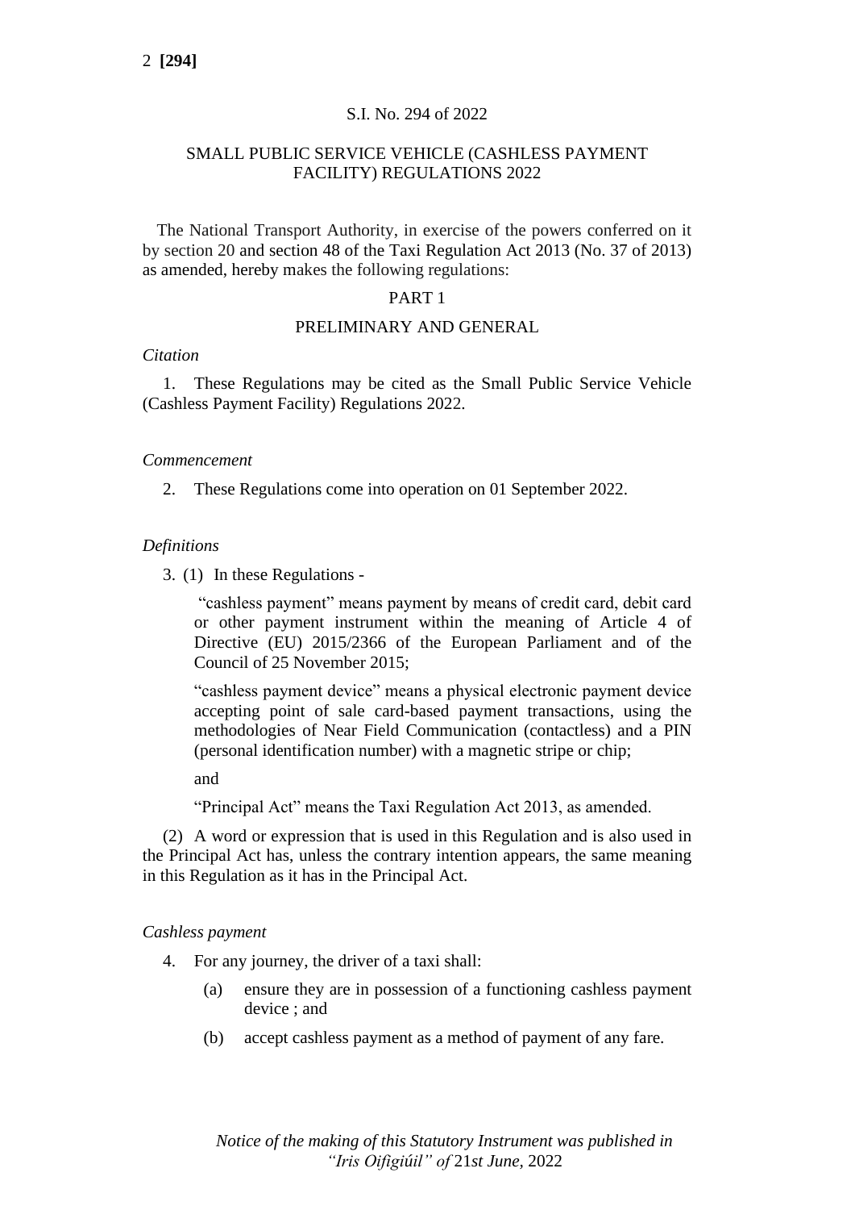S.I. No. 294 of 2022

SMALL PUBLIC SERVICE VEHICLE (CASHLESS PAYMENT FACILITY) REGULATIONS 2022

The National Transport Authority, in exercise of the powers conferred on it by section 20 and section 48 of the Taxi Regulation Act 2013 (No. 37 of 2013) as amended, hereby makes the following regulations:

PART 1

PRELIMINARY AND GENERAL

*Citation*

1. These Regulations may be cited as the Small Public Service Vehicle (Cashless Payment Facility) Regulations 2022.

*Commencement*

2. These Regulations come into operation on 01 September 2022.

*Definitions*

3. (1) In these Regulations -

"cashless payment" means payment by means of credit card, debit card or other payment instrument within the meaning of Article 4 of Directive (EU) 2015/2366 of the European Parliament and of the Council of 25 November 2015;

"cashless payment device" means a physical electronic payment device accepting point of sale card-based payment transactions, using the methodologies of Near Field Communication (contactless) and a PIN (personal identification number) with a magnetic stripe or chip;

and

"Principal Act" means the Taxi Regulation Act 2013, as amended.

(2) A word or expression that is used in this Regulation and is also used in the Principal Act has, unless the contrary intention appears, the same meaning in this Regulation as it has in the Principal Act.

*Cashless payment*

4. For any journey, the driver of a taxi shall:

(a) ensure they are in possession of a functioning cashless payment device ; and

(b) accept cashless payment as a method of payment of any fare.

*Notice of the making of this Statutory Instrument was published in "Iris Oifigiúil" of 21st June, 2022*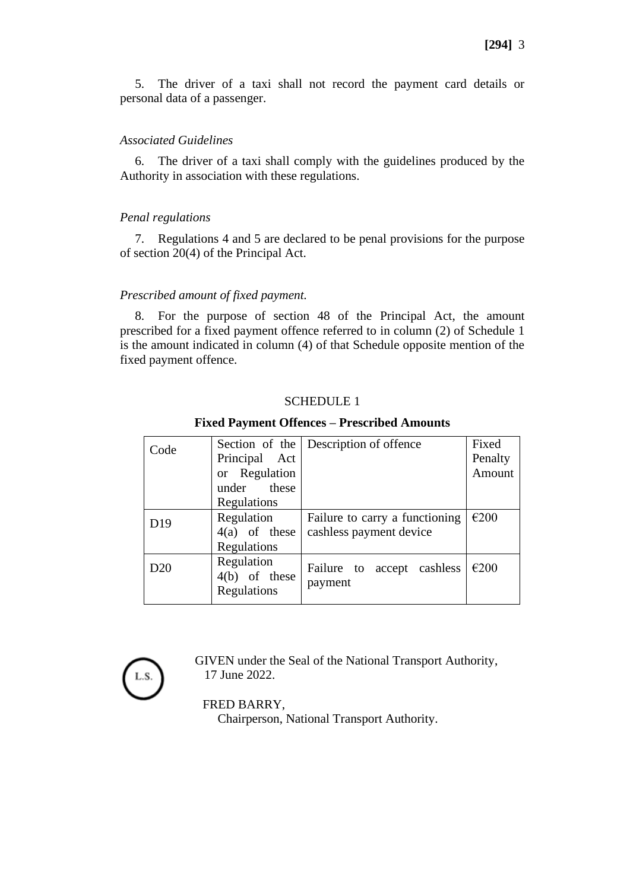5. The driver of a taxi shall not record the payment card details or personal data of a passenger.

*Associated Guidelines*

6. The driver of a taxi shall comply with the guidelines produced by the Authority in association with these regulations.

*Penal regulations*

7. Regulations 4 and 5 are declared to be penal provisions for the purpose of section 20(4) of the Principal Act.

*Prescribed amount of fixed payment.*

8. For the purpose of section 48 of the Principal Act, the amount prescribed for a fixed payment offence referred to in column (2) of Schedule 1 is the amount indicated in column (4) of that Schedule opposite mention of the fixed payment offence.

SCHEDULE 1

**Fixed Payment Offences – Prescribed Amounts**

| Code | Section of the Principal Act or Regulation under these Regulations | Description of offence | Fixed Penalty Amount |
|---|---|---|---|
| D19 | Regulation 4(a) of these Regulations | Failure to carry a functioning cashless payment device | €200 |
| D20 | Regulation 4(b) of these Regulations | Failure to accept cashless payment | €200 |

L.S.

GIVEN under the Seal of the National Transport Authority,
17 June 2022.

FRED BARRY,
Chairperson, National Transport Authority.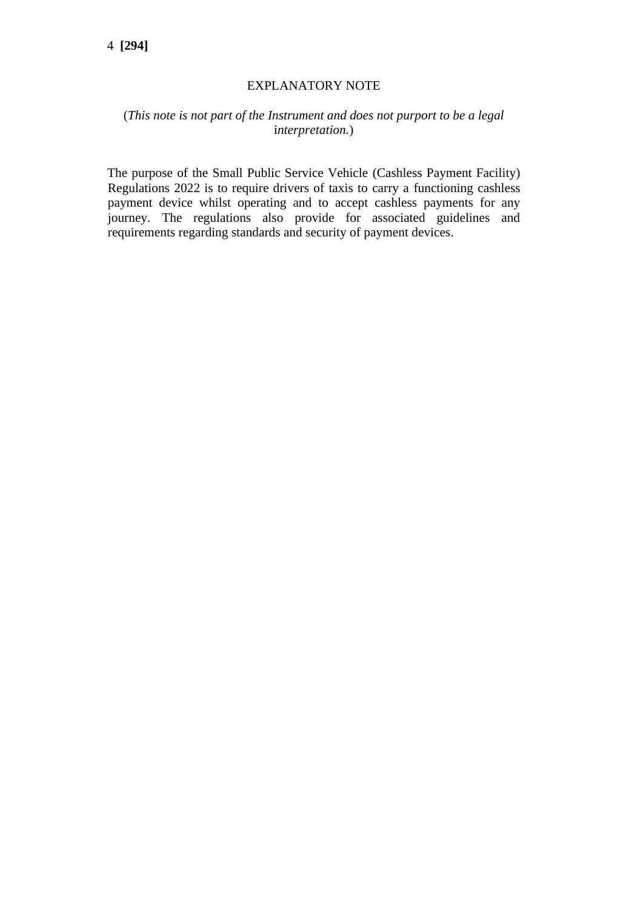## EXPLANATORY NOTE

(*This note is not part of the Instrument and does not purport to be a legal interpretation.*)

The purpose of the Small Public Service Vehicle (Cashless Payment Facility) Regulations 2022 is to require drivers of taxis to carry a functioning cashless payment device whilst operating and to accept cashless payments for any journey. The regulations also provide for associated guidelines and requirements regarding standards and security of payment devices.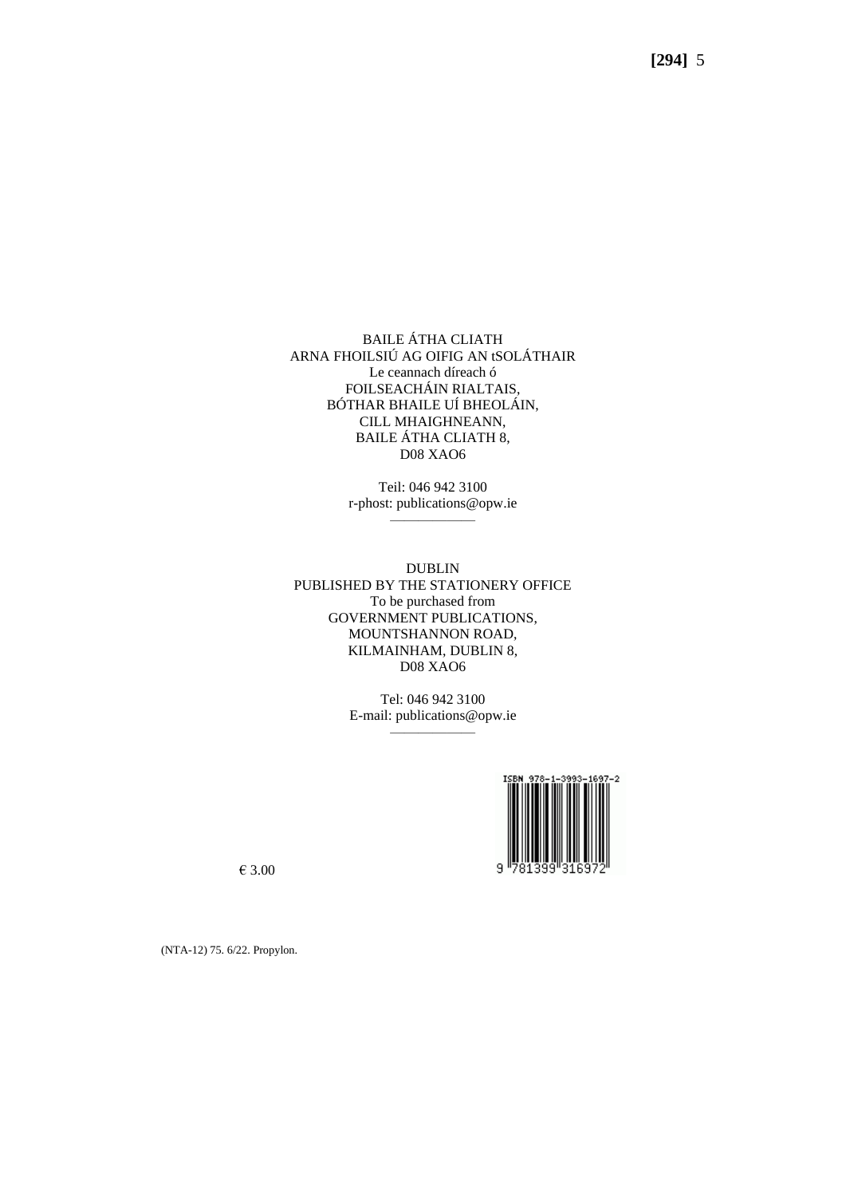[294]

BAILE ÁTHA CLIATH
ARNA FHOILSIÚ AG OIFIG AN tSOLÁTHAIR
Le ceannach díreach ó
FOILSEACHÁIN RIALTAIS,
BÓTHAR BHAILE UÍ BHEOLÁIN,
CILL MHAIGHNEANN,
BAILE ÁTHA CLIATH 8,
D08 XAO6

Teil: 046 942 3100
r-phost: publications@opw.ie

---

DUBLIN
PUBLISHED BY THE STATIONERY OFFICE
To be purchased from
GOVERNMENT PUBLICATIONS,
MOUNTSHANNON ROAD,
KILMAINHAM, DUBLIN 8,
D08 XAO6

Tel: 046 942 3100
E-mail: publications@opw.ie

---

ISBN 978-1-3993-1697-2

9 781399 316972

€ 3.00

(NTA-12) 75. 6/22. Propylon.